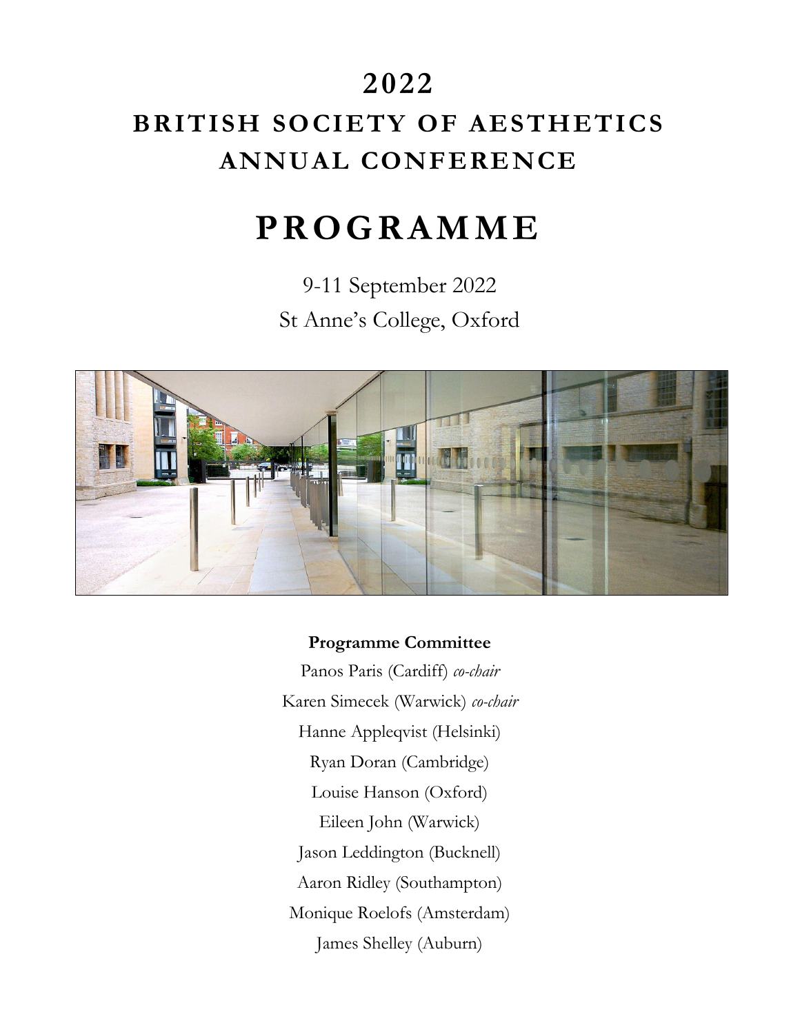# 2022

# BRITISH SOCIETY OF AESTHETICS ANNUAL CONFERENCE

# PROGRAMME

9-11 September 2022

St Anne's College, Oxford

**Programme Committee**

Panos Paris (Cardiff) *co-chair*

Karen Simecek (Warwick) *co-chair*

Hanne Appleqvist (Helsinki)

Ryan Doran (Cambridge)

Louise Hanson (Oxford)

Eileen John (Warwick)

Jason Leddington (Bucknell)

Aaron Ridley (Southampton)

Monique Roelofs (Amsterdam)

James Shelley (Auburn)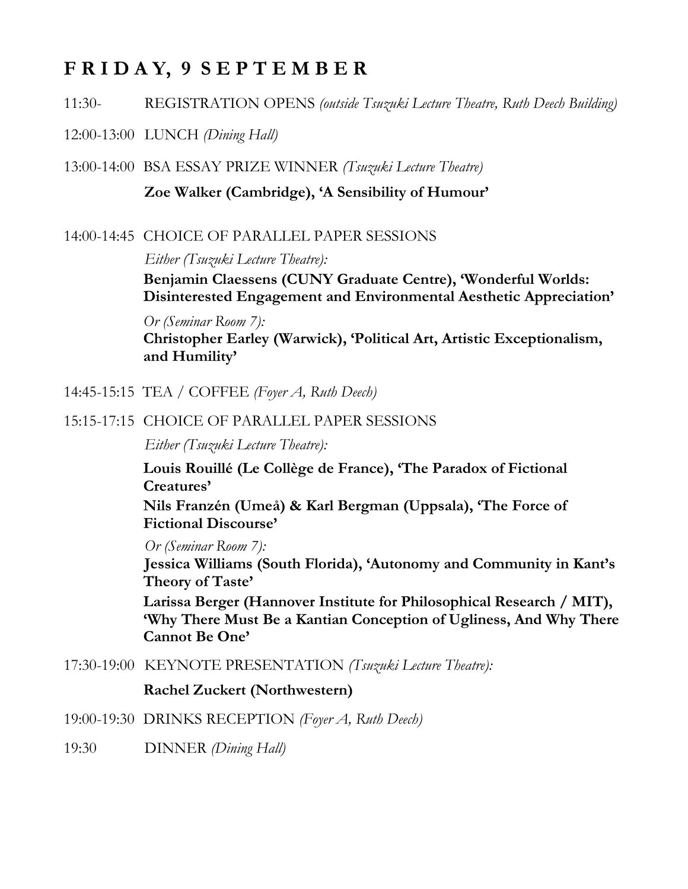## F R I D A Y, 9 S E P T E M B E R

11:30- REGISTRATION OPENS *(outside Tsuzuki Lecture Theatre, Ruth Deech Building)*

12:00-13:00 LUNCH *(Dining Hall)*

13:00-14:00 BSA ESSAY PRIZE WINNER *(Tsuzuki Lecture Theatre)*

**Zoe Walker (Cambridge), 'A Sensibility of Humour'**

14:00-14:45 CHOICE OF PARALLEL PAPER SESSIONS

*Either (Tsuzuki Lecture Theatre):*

**Benjamin Claessens (CUNY Graduate Centre), 'Wonderful Worlds: Disinterested Engagement and Environmental Aesthetic Appreciation'**

*Or (Seminar Room 7):*

**Christopher Earley (Warwick), 'Political Art, Artistic Exceptionalism, and Humility'**

14:45-15:15 TEA / COFFEE *(Foyer A, Ruth Deech)*

15:15-17:15 CHOICE OF PARALLEL PAPER SESSIONS

*Either (Tsuzuki Lecture Theatre):*

**Louis Rouillé (Le Collège de France), 'The Paradox of Fictional Creatures'**

**Nils Franzén (Umeå) & Karl Bergman (Uppsala), 'The Force of Fictional Discourse'**

*Or (Seminar Room 7):*

**Jessica Williams (South Florida), 'Autonomy and Community in Kant's Theory of Taste'**

**Larissa Berger (Hannover Institute for Philosophical Research / MIT), 'Why There Must Be a Kantian Conception of Ugliness, And Why There Cannot Be One'**

17:30-19:00 KEYNOTE PRESENTATION *(Tsuzuki Lecture Theatre):*

**Rachel Zuckert (Northwestern)**

19:00-19:30 DRINKS RECEPTION *(Foyer A, Ruth Deech)*

19:30 DINNER *(Dining Hall)*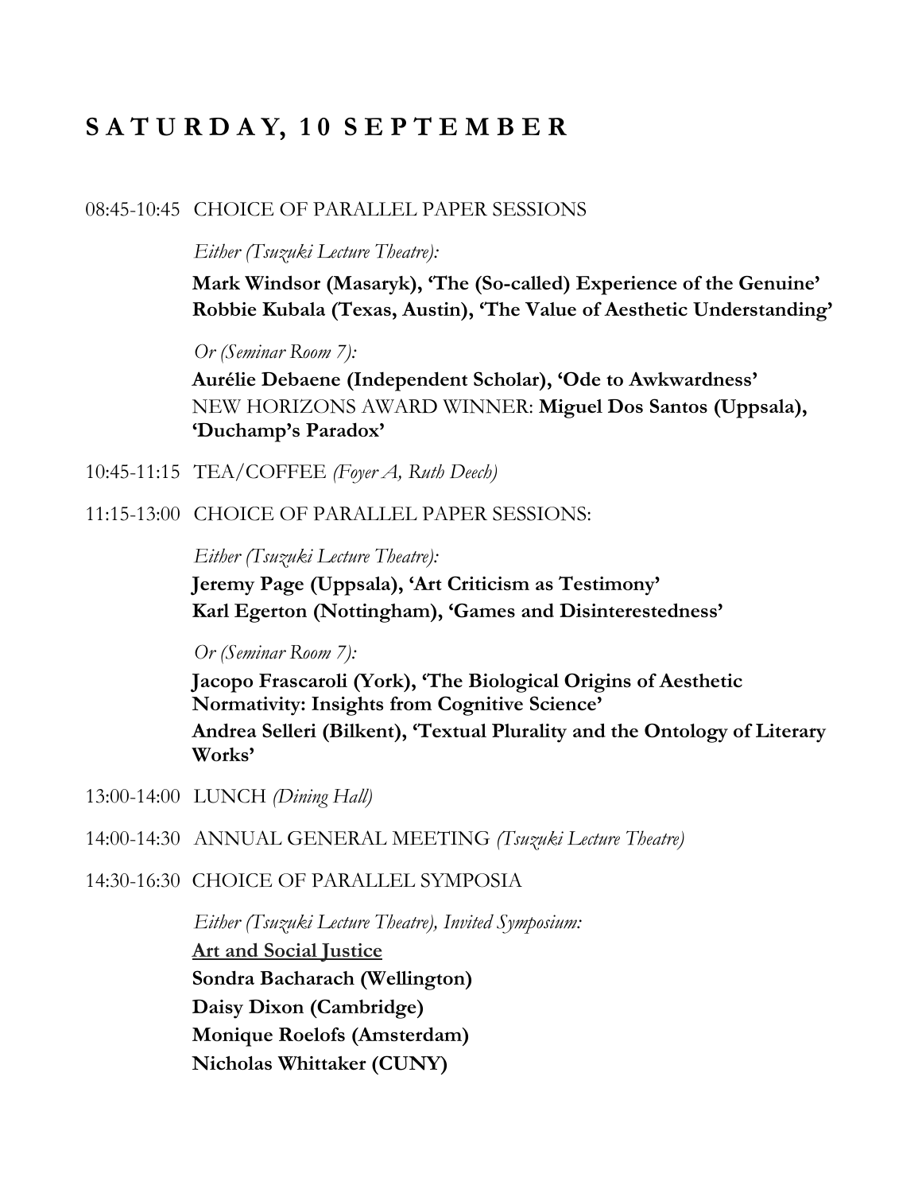## SATURDAY, 10 SEPTEMBER

08:45-10:45 CHOICE OF PARALLEL PAPER SESSIONS

*Either (Tsuzuki Lecture Theatre):*

**Mark Windsor (Masaryk), 'The (So-called) Experience of the Genuine'**
**Robbie Kubala (Texas, Austin), 'The Value of Aesthetic Understanding'**

*Or (Seminar Room 7):*

**Aurélie Debaene (Independent Scholar), 'Ode to Awkwardness'**
NEW HORIZONS AWARD WINNER: **Miguel Dos Santos (Uppsala), 'Duchamp's Paradox'**

10:45-11:15 TEA/COFFEE *(Foyer A, Ruth Deech)*

11:15-13:00 CHOICE OF PARALLEL PAPER SESSIONS:

*Either (Tsuzuki Lecture Theatre):*

**Jeremy Page (Uppsala), 'Art Criticism as Testimony'**
**Karl Egerton (Nottingham), 'Games and Disinterestedness'**

*Or (Seminar Room 7):*

**Jacopo Frascaroli (York), 'The Biological Origins of Aesthetic Normativity: Insights from Cognitive Science'**
**Andrea Selleri (Bilkent), 'Textual Plurality and the Ontology of Literary Works'**

13:00-14:00 LUNCH *(Dining Hall)*

14:00-14:30 ANNUAL GENERAL MEETING *(Tsuzuki Lecture Theatre)*

14:30-16:30 CHOICE OF PARALLEL SYMPOSIA

*Either (Tsuzuki Lecture Theatre), Invited Symposium:*

**Art and Social Justice**
**Sondra Bacharach (Wellington)**
**Daisy Dixon (Cambridge)**
**Monique Roelofs (Amsterdam)**
**Nicholas Whittaker (CUNY)**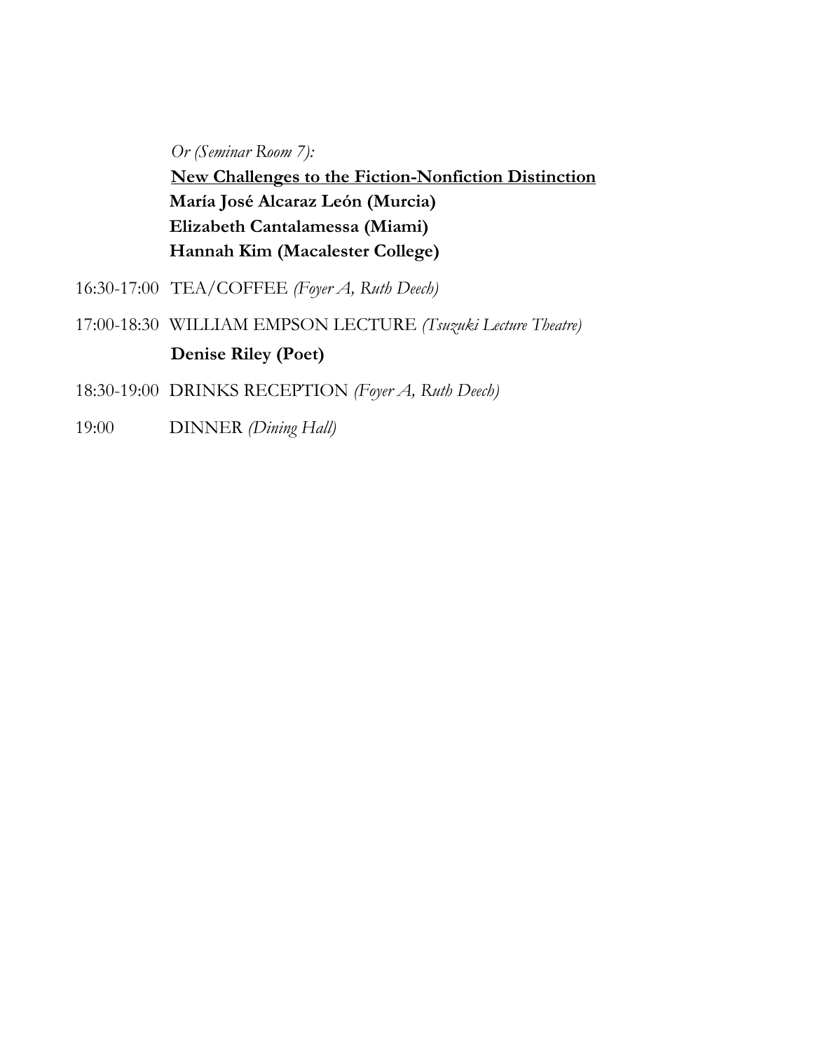*Or (Seminar Room 7):*

**<u>New Challenges to the Fiction-Nonfiction Distinction</u>**

**María José Alcaraz León (Murcia)**

**Elizabeth Cantalamessa (Miami)**

**Hannah Kim (Macalester College)**

16:30-17:00 TEA/COFFEE *(Foyer A, Ruth Deech)*

17:00-18:30 WILLIAM EMPSON LECTURE *(Tsuzuki Lecture Theatre)*

**Denise Riley (Poet)**

18:30-19:00 DRINKS RECEPTION *(Foyer A, Ruth Deech)*

19:00 DINNER *(Dining Hall)*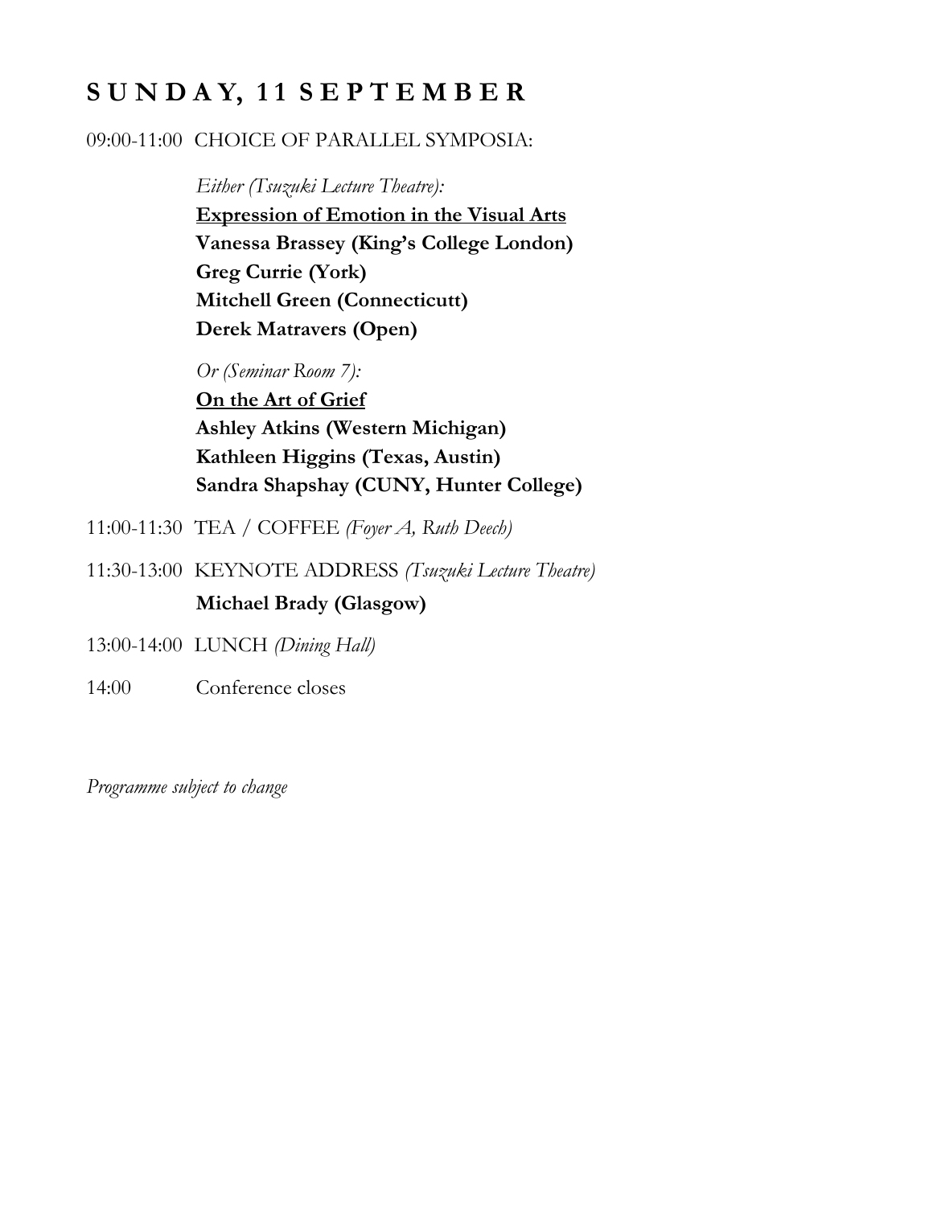## SUNDAY, 11 SEPTEMBER

09:00-11:00 CHOICE OF PARALLEL SYMPOSIA:

*Either (Tsuzuki Lecture Theatre):*

**Expression of Emotion in the Visual Arts**
**Vanessa Brassey (King's College London)**
**Greg Currie (York)**
**Mitchell Green (Connecticutt)**
**Derek Matravers (Open)**

*Or (Seminar Room 7):*

**On the Art of Grief**
**Ashley Atkins (Western Michigan)**
**Kathleen Higgins (Texas, Austin)**
**Sandra Shapshay (CUNY, Hunter College)**

11:00-11:30 TEA / COFFEE *(Foyer A, Ruth Deech)*

11:30-13:00 KEYNOTE ADDRESS *(Tsuzuki Lecture Theatre)*

**Michael Brady (Glasgow)**

13:00-14:00 LUNCH *(Dining Hall)*

14:00 Conference closes

*Programme subject to change*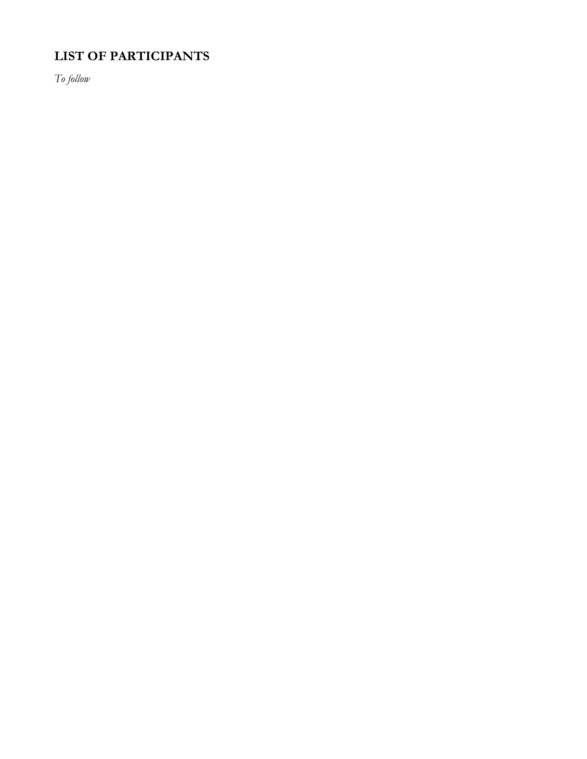## LIST OF PARTICIPANTS

*To follow*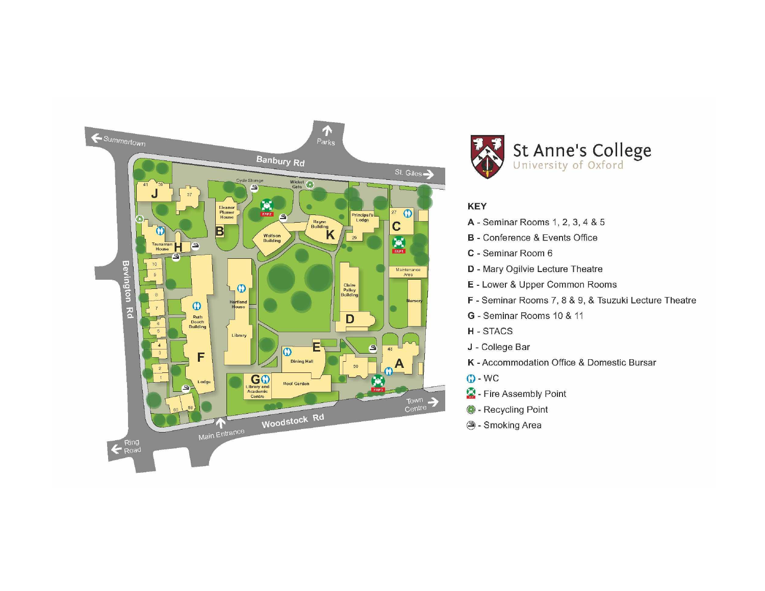St Anne's College
University of Oxford

Summertown

Parks

Banbury Rd

St. Giles

Cycle Storage

Wicket Gate

Eleanor Plumer House

FAP2

Rayne Building

Principal's Lodge

27

Wolfson Building

B

K

C

29

FAP1

Trenaman House

H

Maintenance Area

10

9

Bevington Rd

Hartland House

Claire Palley Building

8

7

Nursery

Ruth Deech Building

6

5

Library

D

4

3

F

E

48

Dining Hall

2

1

50

A

Lodge

G

Library and Academic Centre

Roof Garden

FAP3

60

58

Town Centre

Woodstock Rd

Main Entrance

Ring Road

41

39

J

37

## KEY

- A - Seminar Rooms 1, 2, 3, 4 & 5
- B - Conference & Events Office
- C - Seminar Room 6
- D - Mary Ogilvie Lecture Theatre
- E - Lower & Upper Common Rooms
- F - Seminar Rooms 7, 8 & 9, & Tsuzuki Lecture Theatre
- G - Seminar Rooms 10 & 11
- H - STACS
- J - College Bar
- K - Accommodation Office & Domestic Bursar
- WC
- Fire Assembly Point
- Recycling Point
- Smoking Area